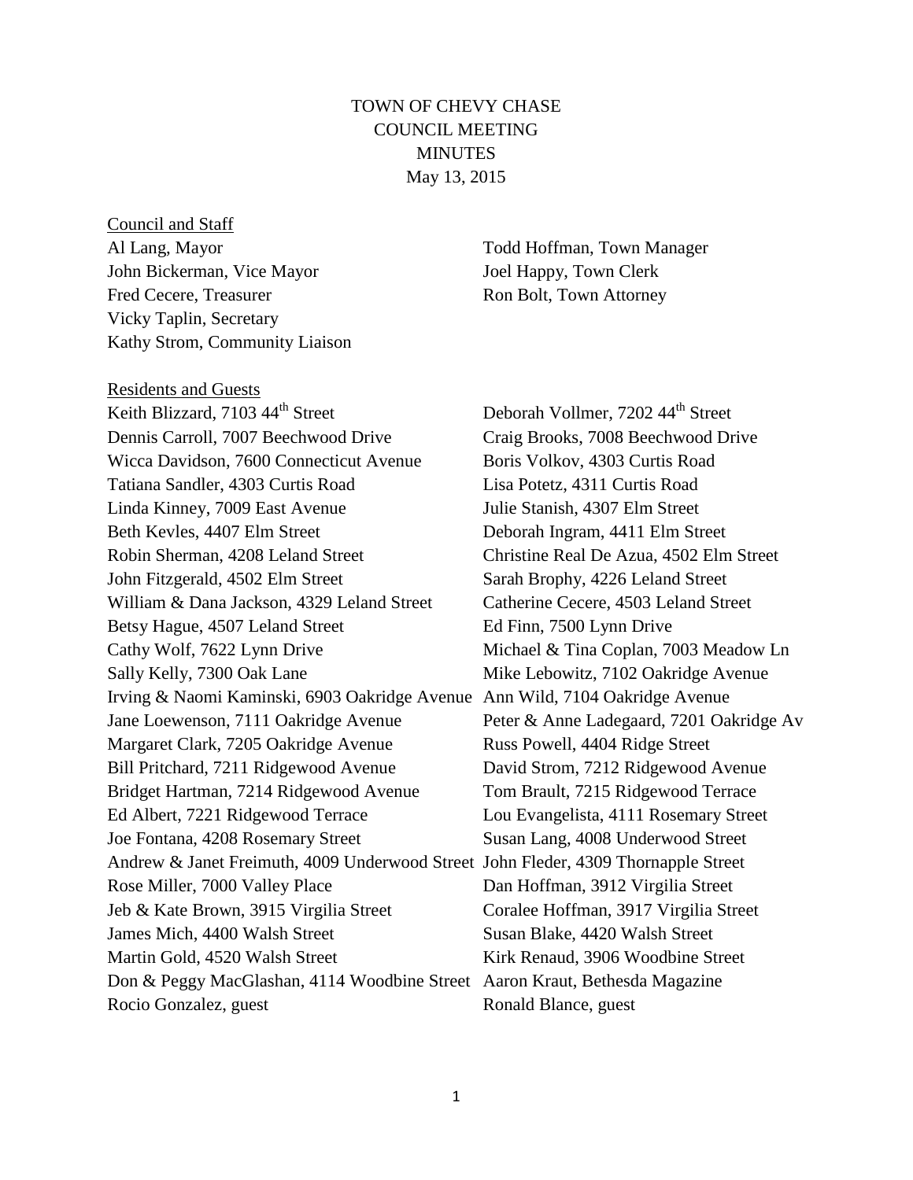# TOWN OF CHEVY CHASE
## COUNCIL MEETING
## MINUTES
### May 13, 2015

Council and Staff

Al Lang, Mayor
John Bickerman, Vice Mayor
Fred Cecere, Treasurer
Vicky Taplin, Secretary
Kathy Strom, Community Liaison

Todd Hoffman, Town Manager
Joel Happy, Town Clerk
Ron Bolt, Town Attorney

Residents and Guests

Keith Blizzard, 7103 44th Street
Deborah Vollmer, 7202 44th Street
Dennis Carroll, 7007 Beechwood Drive
Craig Brooks, 7008 Beechwood Drive
Wicca Davidson, 7600 Connecticut Avenue
Boris Volkov, 4303 Curtis Road
Tatiana Sandler, 4303 Curtis Road
Lisa Potetz, 4311 Curtis Road
Linda Kinney, 7009 East Avenue
Julie Stanish, 4307 Elm Street
Beth Kevles, 4407 Elm Street
Deborah Ingram, 4411 Elm Street
Robin Sherman, 4208 Leland Street
Christine Real De Azua, 4502 Elm Street
John Fitzgerald, 4502 Elm Street
Sarah Brophy, 4226 Leland Street
William & Dana Jackson, 4329 Leland Street
Catherine Cecere, 4503 Leland Street
Betsy Hague, 4507 Leland Street
Ed Finn, 7500 Lynn Drive
Cathy Wolf, 7622 Lynn Drive
Michael & Tina Coplan, 7003 Meadow Ln
Sally Kelly, 7300 Oak Lane
Mike Lebowitz, 7102 Oakridge Avenue
Irving & Naomi Kaminski, 6903 Oakridge Avenue
Ann Wild, 7104 Oakridge Avenue
Jane Loewenson, 7111 Oakridge Avenue
Peter & Anne Ladegaard, 7201 Oakridge Av
Margaret Clark, 7205 Oakridge Avenue
Russ Powell, 4404 Ridge Street
Bill Pritchard, 7211 Ridgewood Avenue
David Strom, 7212 Ridgewood Avenue
Bridget Hartman, 7214 Ridgewood Avenue
Tom Brault, 7215 Ridgewood Terrace
Ed Albert, 7221 Ridgewood Terrace
Lou Evangelista, 4111 Rosemary Street
Joe Fontana, 4208 Rosemary Street
Susan Lang, 4008 Underwood Street
Andrew & Janet Freimuth, 4009 Underwood Street
John Fleder, 4309 Thornapple Street
Rose Miller, 7000 Valley Place
Dan Hoffman, 3912 Virgilia Street
Jeb & Kate Brown, 3915 Virgilia Street
Coralee Hoffman, 3917 Virgilia Street
James Mich, 4400 Walsh Street
Susan Blake, 4420 Walsh Street
Martin Gold, 4520 Walsh Street
Kirk Renaud, 3906 Woodbine Street
Don & Peggy MacGlashan, 4114 Woodbine Street
Aaron Kraut, Bethesda Magazine
Rocio Gonzalez, guest
Ronald Blance, guest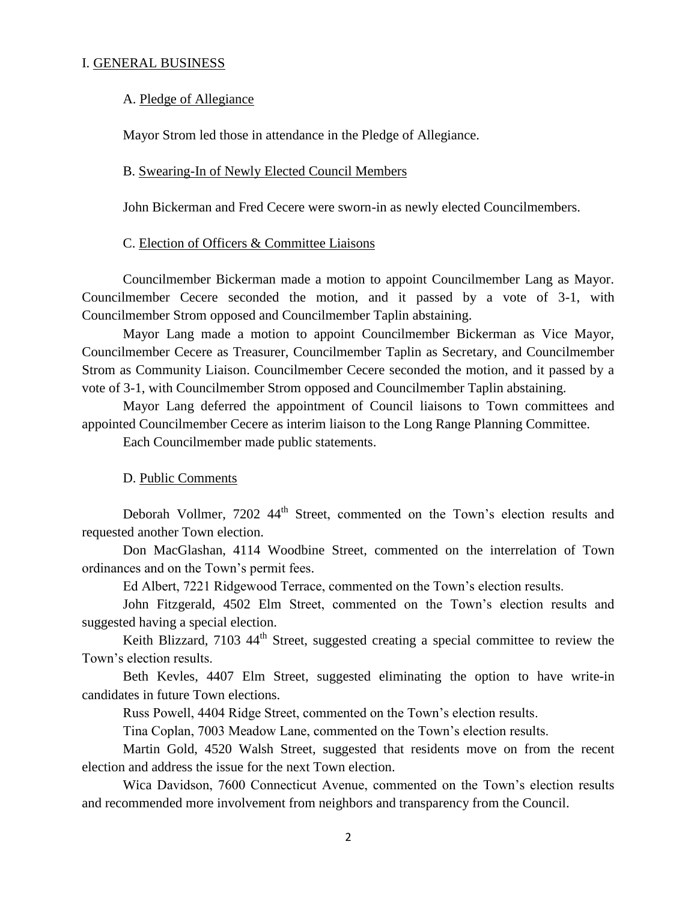# I. GENERAL BUSINESS

## A. Pledge of Allegiance

Mayor Strom led those in attendance in the Pledge of Allegiance.

## B. Swearing-In of Newly Elected Council Members

John Bickerman and Fred Cecere were sworn-in as newly elected Councilmembers.

## C. Election of Officers & Committee Liaisons

Councilmember Bickerman made a motion to appoint Councilmember Lang as Mayor. Councilmember Cecere seconded the motion, and it passed by a vote of 3-1, with Councilmember Strom opposed and Councilmember Taplin abstaining.

Mayor Lang made a motion to appoint Councilmember Bickerman as Vice Mayor, Councilmember Cecere as Treasurer, Councilmember Taplin as Secretary, and Councilmember Strom as Community Liaison. Councilmember Cecere seconded the motion, and it passed by a vote of 3-1, with Councilmember Strom opposed and Councilmember Taplin abstaining.

Mayor Lang deferred the appointment of Council liaisons to Town committees and appointed Councilmember Cecere as interim liaison to the Long Range Planning Committee.

Each Councilmember made public statements.

## D. Public Comments

Deborah Vollmer, 7202 44th Street, commented on the Town's election results and requested another Town election.

Don MacGlashan, 4114 Woodbine Street, commented on the interrelation of Town ordinances and on the Town's permit fees.

Ed Albert, 7221 Ridgewood Terrace, commented on the Town's election results.

John Fitzgerald, 4502 Elm Street, commented on the Town's election results and suggested having a special election.

Keith Blizzard, 7103 44th Street, suggested creating a special committee to review the Town's election results.

Beth Kevles, 4407 Elm Street, suggested eliminating the option to have write-in candidates in future Town elections.

Russ Powell, 4404 Ridge Street, commented on the Town's election results.

Tina Coplan, 7003 Meadow Lane, commented on the Town's election results.

Martin Gold, 4520 Walsh Street, suggested that residents move on from the recent election and address the issue for the next Town election.

Wica Davidson, 7600 Connecticut Avenue, commented on the Town's election results and recommended more involvement from neighbors and transparency from the Council.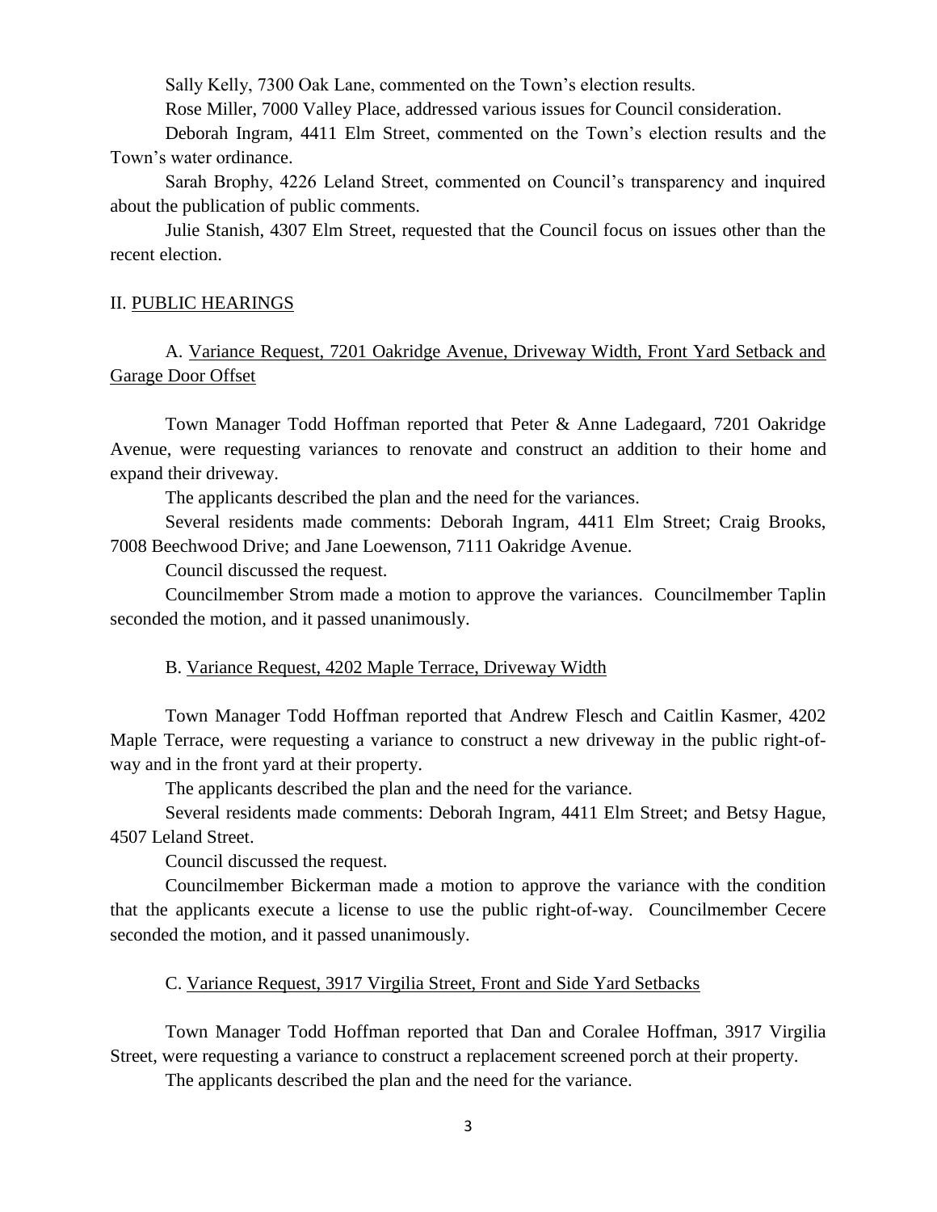Sally Kelly, 7300 Oak Lane, commented on the Town's election results.

Rose Miller, 7000 Valley Place, addressed various issues for Council consideration.

Deborah Ingram, 4411 Elm Street, commented on the Town's election results and the Town's water ordinance.

Sarah Brophy, 4226 Leland Street, commented on Council's transparency and inquired about the publication of public comments.

Julie Stanish, 4307 Elm Street, requested that the Council focus on issues other than the recent election.

## II. PUBLIC HEARINGS

### A. Variance Request, 7201 Oakridge Avenue, Driveway Width, Front Yard Setback and Garage Door Offset

Town Manager Todd Hoffman reported that Peter & Anne Ladegaard, 7201 Oakridge Avenue, were requesting variances to renovate and construct an addition to their home and expand their driveway.

The applicants described the plan and the need for the variances.

Several residents made comments: Deborah Ingram, 4411 Elm Street; Craig Brooks, 7008 Beechwood Drive; and Jane Loewenson, 7111 Oakridge Avenue.

Council discussed the request.

Councilmember Strom made a motion to approve the variances. Councilmember Taplin seconded the motion, and it passed unanimously.

### B. Variance Request, 4202 Maple Terrace, Driveway Width

Town Manager Todd Hoffman reported that Andrew Flesch and Caitlin Kasmer, 4202 Maple Terrace, were requesting a variance to construct a new driveway in the public right-of-way and in the front yard at their property.

The applicants described the plan and the need for the variance.

Several residents made comments: Deborah Ingram, 4411 Elm Street; and Betsy Hague, 4507 Leland Street.

Council discussed the request.

Councilmember Bickerman made a motion to approve the variance with the condition that the applicants execute a license to use the public right-of-way. Councilmember Cecere seconded the motion, and it passed unanimously.

### C. Variance Request, 3917 Virgilia Street, Front and Side Yard Setbacks

Town Manager Todd Hoffman reported that Dan and Coralee Hoffman, 3917 Virgilia Street, were requesting a variance to construct a replacement screened porch at their property.

The applicants described the plan and the need for the variance.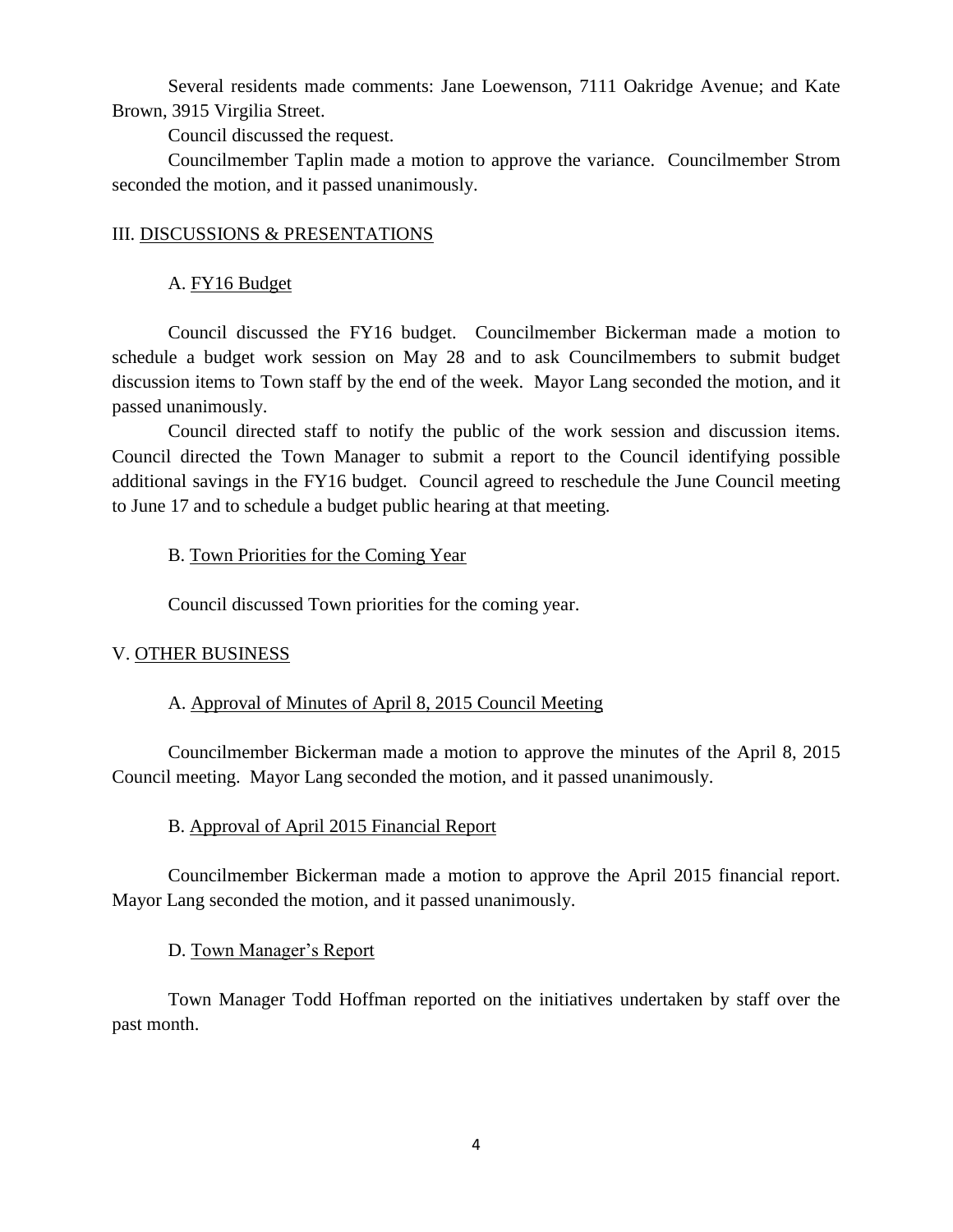Several residents made comments: Jane Loewenson, 7111 Oakridge Avenue; and Kate Brown, 3915 Virgilia Street.

Council discussed the request.

Councilmember Taplin made a motion to approve the variance. Councilmember Strom seconded the motion, and it passed unanimously.

## III. DISCUSSIONS & PRESENTATIONS

### A. FY16 Budget

Council discussed the FY16 budget. Councilmember Bickerman made a motion to schedule a budget work session on May 28 and to ask Councilmembers to submit budget discussion items to Town staff by the end of the week. Mayor Lang seconded the motion, and it passed unanimously.

Council directed staff to notify the public of the work session and discussion items. Council directed the Town Manager to submit a report to the Council identifying possible additional savings in the FY16 budget. Council agreed to reschedule the June Council meeting to June 17 and to schedule a budget public hearing at that meeting.

### B. Town Priorities for the Coming Year

Council discussed Town priorities for the coming year.

## V. OTHER BUSINESS

### A. Approval of Minutes of April 8, 2015 Council Meeting

Councilmember Bickerman made a motion to approve the minutes of the April 8, 2015 Council meeting. Mayor Lang seconded the motion, and it passed unanimously.

### B. Approval of April 2015 Financial Report

Councilmember Bickerman made a motion to approve the April 2015 financial report. Mayor Lang seconded the motion, and it passed unanimously.

### D. Town Manager's Report

Town Manager Todd Hoffman reported on the initiatives undertaken by staff over the past month.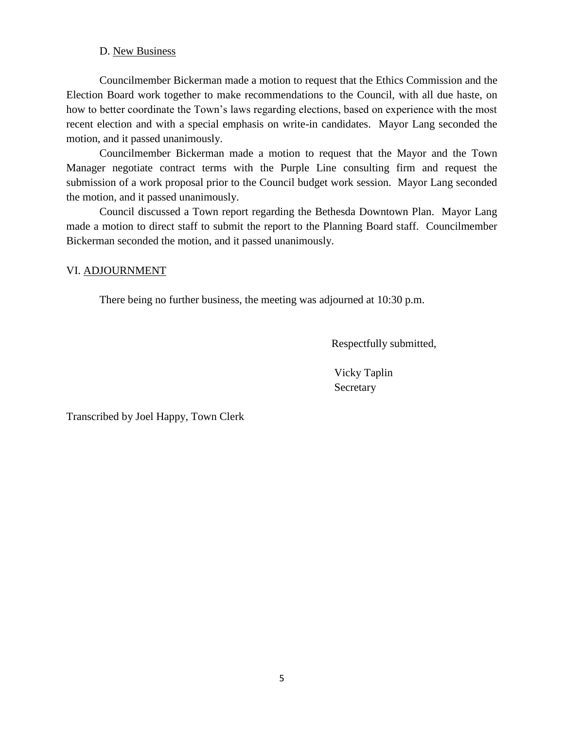D. New Business

Councilmember Bickerman made a motion to request that the Ethics Commission and the Election Board work together to make recommendations to the Council, with all due haste, on how to better coordinate the Town's laws regarding elections, based on experience with the most recent election and with a special emphasis on write-in candidates. Mayor Lang seconded the motion, and it passed unanimously.

Councilmember Bickerman made a motion to request that the Mayor and the Town Manager negotiate contract terms with the Purple Line consulting firm and request the submission of a work proposal prior to the Council budget work session. Mayor Lang seconded the motion, and it passed unanimously.

Council discussed a Town report regarding the Bethesda Downtown Plan. Mayor Lang made a motion to direct staff to submit the report to the Planning Board staff. Councilmember Bickerman seconded the motion, and it passed unanimously.

VI. ADJOURNMENT

There being no further business, the meeting was adjourned at 10:30 p.m.

Respectfully submitted,

Vicky Taplin
Secretary

Transcribed by Joel Happy, Town Clerk